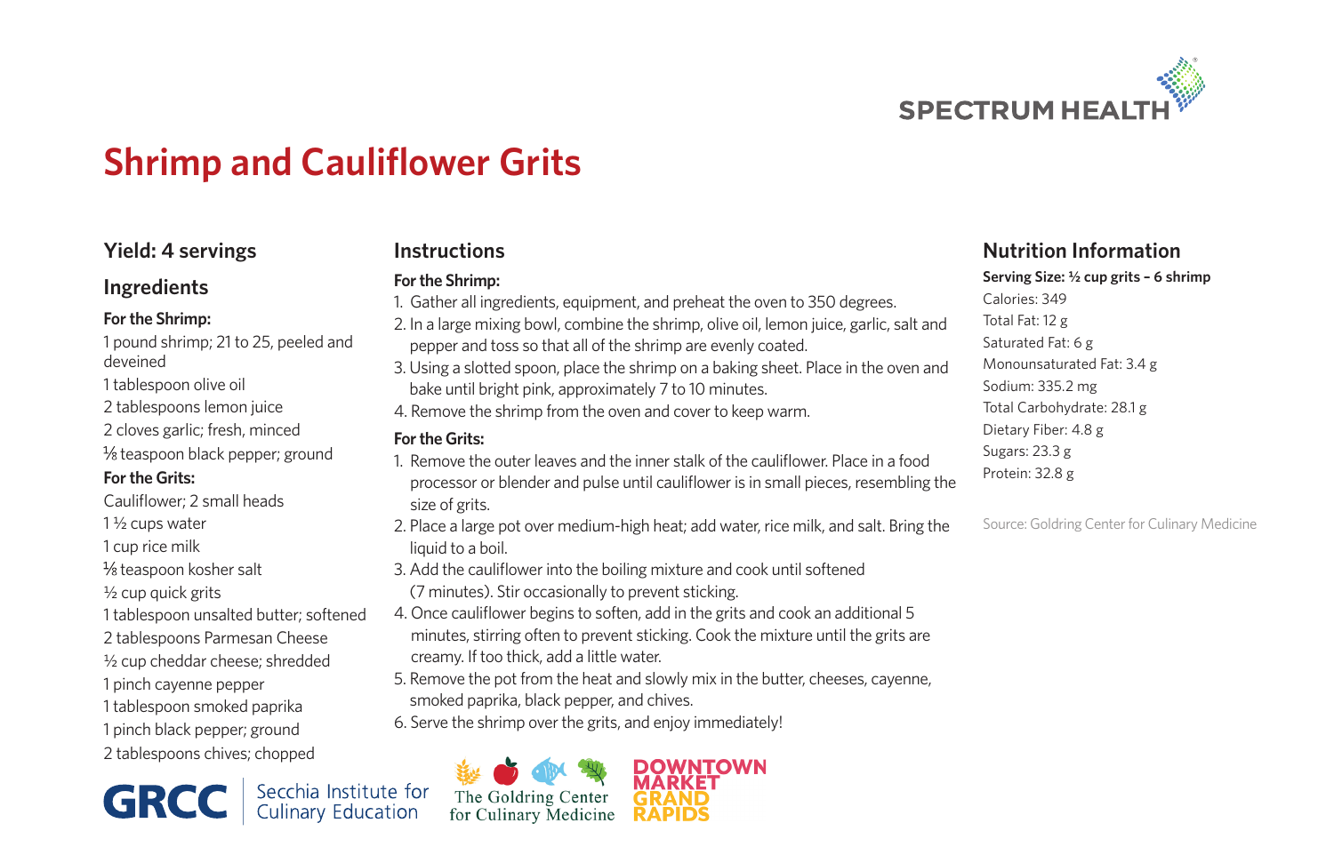# Shrimp and Cauliflower Grits

## Yield: 4 servings

## Ingredients

**For the Shrimp:**

1 pound shrimp; 21 to 25, peeled and deveined
1 tablespoon olive oil
2 tablespoons lemon juice
2 cloves garlic; fresh, minced
⅛ teaspoon black pepper; ground

**For the Grits:**

Cauliflower; 2 small heads
1 ½ cups water
1 cup rice milk
⅛ teaspoon kosher salt
½ cup quick grits
1 tablespoon unsalted butter; softened
2 tablespoons Parmesan Cheese
½ cup cheddar cheese; shredded
1 pinch cayenne pepper
1 tablespoon smoked paprika
1 pinch black pepper; ground
2 tablespoons chives; chopped

## Instructions

**For the Shrimp:**

1. Gather all ingredients, equipment, and preheat the oven to 350 degrees.
2. In a large mixing bowl, combine the shrimp, olive oil, lemon juice, garlic, salt and pepper and toss so that all of the shrimp are evenly coated.
3. Using a slotted spoon, place the shrimp on a baking sheet. Place in the oven and bake until bright pink, approximately 7 to 10 minutes.
4. Remove the shrimp from the oven and cover to keep warm.

**For the Grits:**

1. Remove the outer leaves and the inner stalk of the cauliflower. Place in a food processor or blender and pulse until cauliflower is in small pieces, resembling the size of grits.
2. Place a large pot over medium-high heat; add water, rice milk, and salt. Bring the liquid to a boil.
3. Add the cauliflower into the boiling mixture and cook until softened (7 minutes). Stir occasionally to prevent sticking.
4. Once cauliflower begins to soften, add in the grits and cook an additional 5 minutes, stirring often to prevent sticking. Cook the mixture until the grits are creamy. If too thick, add a little water.
5. Remove the pot from the heat and slowly mix in the butter, cheeses, cayenne, smoked paprika, black pepper, and chives.
6. Serve the shrimp over the grits, and enjoy immediately!

## Nutrition Information

**Serving Size: ½ cup grits – 6 shrimp**

Calories: 349
Total Fat: 12 g
Saturated Fat: 6 g
Monounsaturated Fat: 3.4 g
Sodium: 335.2 mg
Total Carbohydrate: 28.1 g
Dietary Fiber: 4.8 g
Sugars: 23.3 g
Protein: 32.8 g

Source: Goldring Center for Culinary Medicine

GRCC | Secchia Institute for Culinary Education

The Goldring Center for Culinary Medicine

DOWNTOWN MARKET GRAND RAPIDS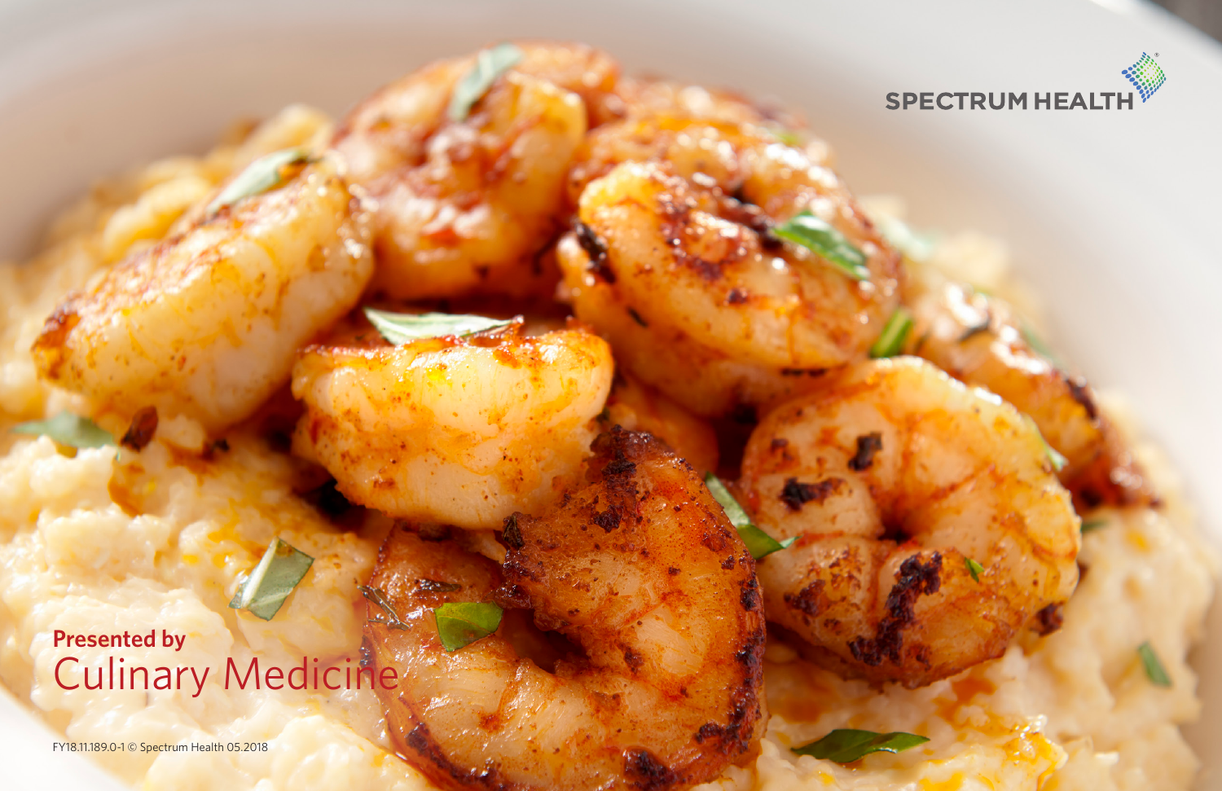SPECTRUM HEALTH

**Presented by**
Culinary Medicine

FY18.11.189.0-1 © Spectrum Health 05.2018